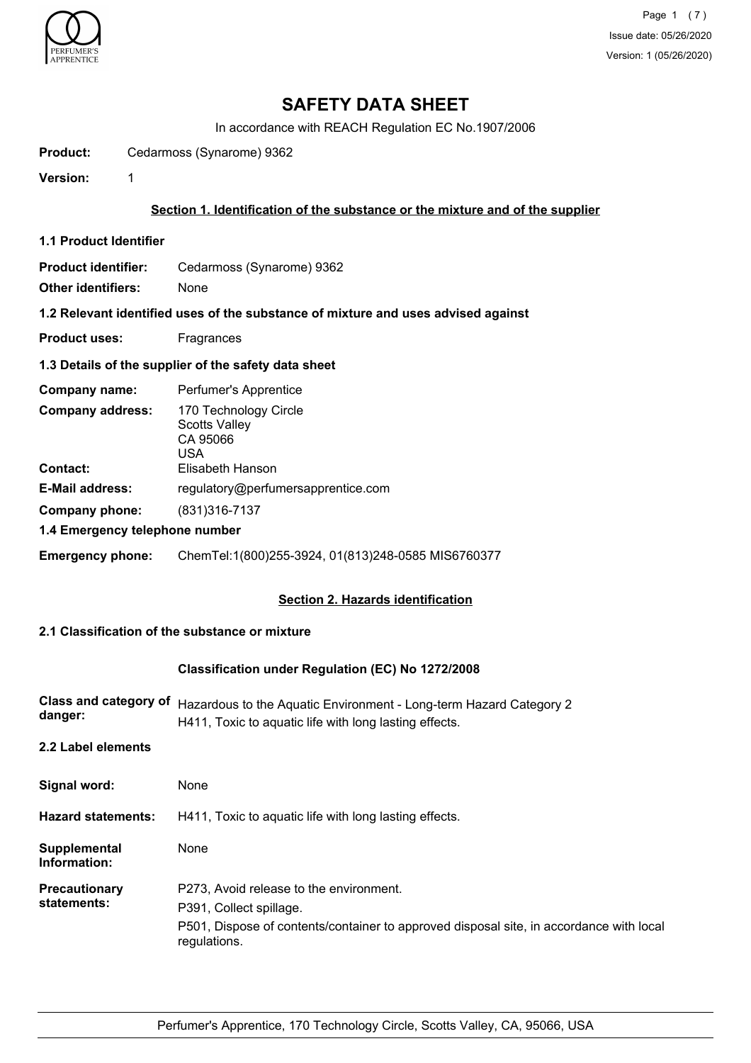# SAFETY DATA SHEET

In accordance with REACH Regulation EC No.1907/2006

**Product:** Cedarmoss (Synarome) 9362

**Version:** 1

## Section 1. Identification of the substance or the mixture and of the supplier

### 1.1 Product Identifier

**Product identifier:** Cedarmoss (Synarome) 9362

**Other identifiers:** None

### 1.2 Relevant identified uses of the substance of mixture and uses advised against

**Product uses:** Fragrances

### 1.3 Details of the supplier of the safety data sheet

**Company name:** Perfumer's Apprentice

**Company address:** 170 Technology Circle
Scotts Valley
CA 95066
USA

**Contact:** Elisabeth Hanson

**E-Mail address:** regulatory@perfumersapprentice.com

**Company phone:** (831)316-7137

### 1.4 Emergency telephone number

**Emergency phone:** ChemTel:1(800)255-3924, 01(813)248-0585 MIS6760377

## Section 2. Hazards identification

### 2.1 Classification of the substance or mixture

**Classification under Regulation (EC) No 1272/2008**

**Class and category of danger:** Hazardous to the Aquatic Environment - Long-term Hazard Category 2
H411, Toxic to aquatic life with long lasting effects.

### 2.2 Label elements

**Signal word:** None

**Hazard statements:** H411, Toxic to aquatic life with long lasting effects.

**Supplemental Information:** None

**Precautionary statements:**
P273, Avoid release to the environment.
P391, Collect spillage.
P501, Dispose of contents/container to approved disposal site, in accordance with local regulations.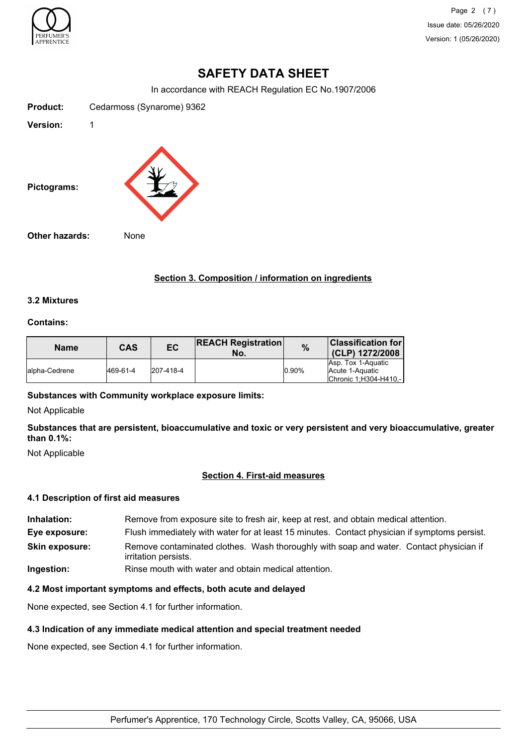# SAFETY DATA SHEET

In accordance with REACH Regulation EC No.1907/2006

**Product:** Cedarmoss (Synarome) 9362

**Version:** 1

**Pictograms:**

**Other hazards:** None

## Section 3. Composition / information on ingredients

### 3.2 Mixtures

**Contains:**

| Name | CAS | EC | REACH Registration No. | % | Classification for (CLP) 1272/2008 |
|---|---|---|---|---|---|
| alpha-Cedrene | 469-61-4 | 207-418-4 | | 0.90% | Asp. Tox 1-Aquatic Acute 1-Aquatic Chronic 1;H304-H410,- |

**Substances with Community workplace exposure limits:**

Not Applicable

**Substances that are persistent, bioaccumulative and toxic or very persistent and very bioaccumulative, greater than 0.1%:**

Not Applicable

## Section 4. First-aid measures

### 4.1 Description of first aid measures

**Inhalation:** Remove from exposure site to fresh air, keep at rest, and obtain medical attention.

**Eye exposure:** Flush immediately with water for at least 15 minutes. Contact physician if symptoms persist.

**Skin exposure:** Remove contaminated clothes. Wash thoroughly with soap and water. Contact physician if irritation persists.

**Ingestion:** Rinse mouth with water and obtain medical attention.

### 4.2 Most important symptoms and effects, both acute and delayed

None expected, see Section 4.1 for further information.

### 4.3 Indication of any immediate medical attention and special treatment needed

None expected, see Section 4.1 for further information.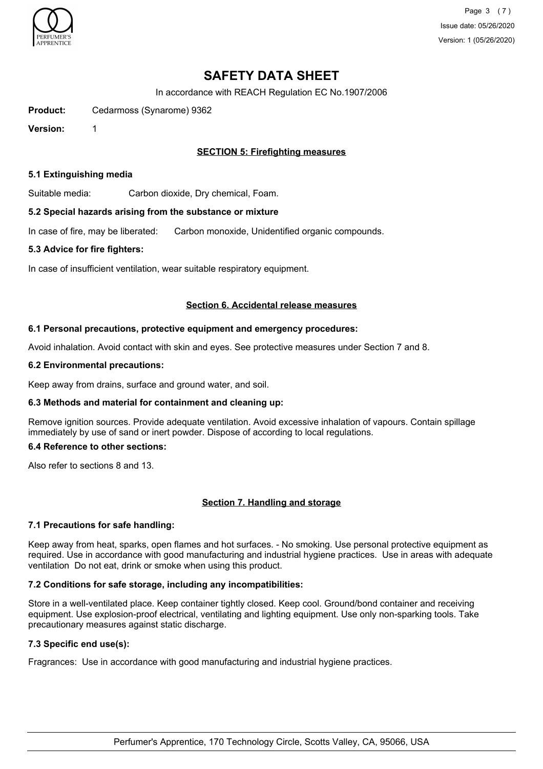# SAFETY DATA SHEET

In accordance with REACH Regulation EC No.1907/2006

**Product:** Cedarmoss (Synarome) 9362

**Version:** 1

## SECTION 5: Firefighting measures

### 5.1 Extinguishing media

Suitable media: Carbon dioxide, Dry chemical, Foam.

### 5.2 Special hazards arising from the substance or mixture

In case of fire, may be liberated: Carbon monoxide, Unidentified organic compounds.

### 5.3 Advice for fire fighters:

In case of insufficient ventilation, wear suitable respiratory equipment.

## Section 6. Accidental release measures

### 6.1 Personal precautions, protective equipment and emergency procedures:

Avoid inhalation. Avoid contact with skin and eyes. See protective measures under Section 7 and 8.

### 6.2 Environmental precautions:

Keep away from drains, surface and ground water, and soil.

### 6.3 Methods and material for containment and cleaning up:

Remove ignition sources. Provide adequate ventilation. Avoid excessive inhalation of vapours. Contain spillage immediately by use of sand or inert powder. Dispose of according to local regulations.

### 6.4 Reference to other sections:

Also refer to sections 8 and 13.

## Section 7. Handling and storage

### 7.1 Precautions for safe handling:

Keep away from heat, sparks, open flames and hot surfaces. - No smoking. Use personal protective equipment as required. Use in accordance with good manufacturing and industrial hygiene practices. Use in areas with adequate ventilation Do not eat, drink or smoke when using this product.

### 7.2 Conditions for safe storage, including any incompatibilities:

Store in a well-ventilated place. Keep container tightly closed. Keep cool. Ground/bond container and receiving equipment. Use explosion-proof electrical, ventilating and lighting equipment. Use only non-sparking tools. Take precautionary measures against static discharge.

### 7.3 Specific end use(s):

Fragrances: Use in accordance with good manufacturing and industrial hygiene practices.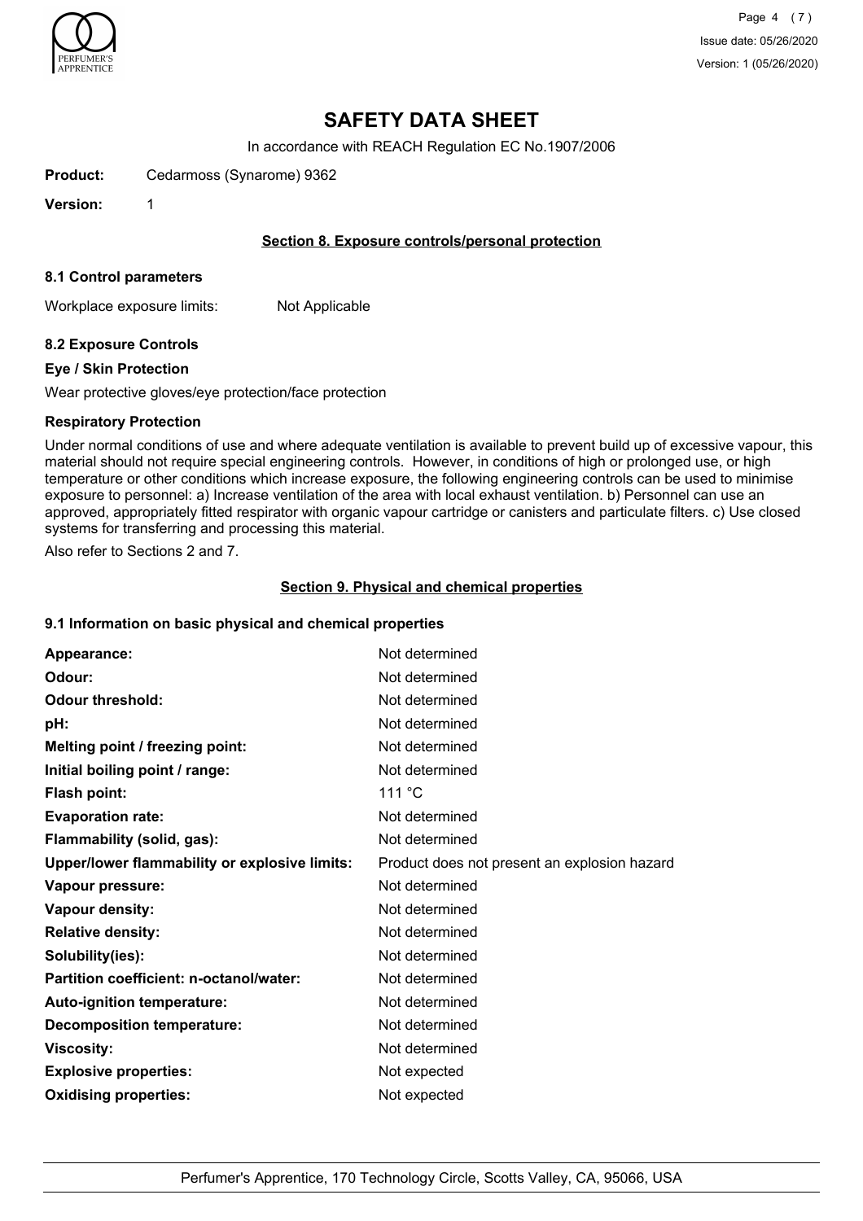# SAFETY DATA SHEET

In accordance with REACH Regulation EC No.1907/2006

**Product:** Cedarmoss (Synarome) 9362

**Version:** 1

## Section 8. Exposure controls/personal protection

### 8.1 Control parameters

Workplace exposure limits: Not Applicable

### 8.2 Exposure Controls

**Eye / Skin Protection**

Wear protective gloves/eye protection/face protection

**Respiratory Protection**

Under normal conditions of use and where adequate ventilation is available to prevent build up of excessive vapour, this material should not require special engineering controls. However, in conditions of high or prolonged use, or high temperature or other conditions which increase exposure, the following engineering controls can be used to minimise exposure to personnel: a) Increase ventilation of the area with local exhaust ventilation. b) Personnel can use an approved, appropriately fitted respirator with organic vapour cartridge or canisters and particulate filters. c) Use closed systems for transferring and processing this material.

Also refer to Sections 2 and 7.

## Section 9. Physical and chemical properties

### 9.1 Information on basic physical and chemical properties

| Property | Value |
|---|---|
| **Appearance:** | Not determined |
| **Odour:** | Not determined |
| **Odour threshold:** | Not determined |
| **pH:** | Not determined |
| **Melting point / freezing point:** | Not determined |
| **Initial boiling point / range:** | Not determined |
| **Flash point:** | 111 °C |
| **Evaporation rate:** | Not determined |
| **Flammability (solid, gas):** | Not determined |
| **Upper/lower flammability or explosive limits:** | Product does not present an explosion hazard |
| **Vapour pressure:** | Not determined |
| **Vapour density:** | Not determined |
| **Relative density:** | Not determined |
| **Solubility(ies):** | Not determined |
| **Partition coefficient: n-octanol/water:** | Not determined |
| **Auto-ignition temperature:** | Not determined |
| **Decomposition temperature:** | Not determined |
| **Viscosity:** | Not determined |
| **Explosive properties:** | Not expected |
| **Oxidising properties:** | Not expected |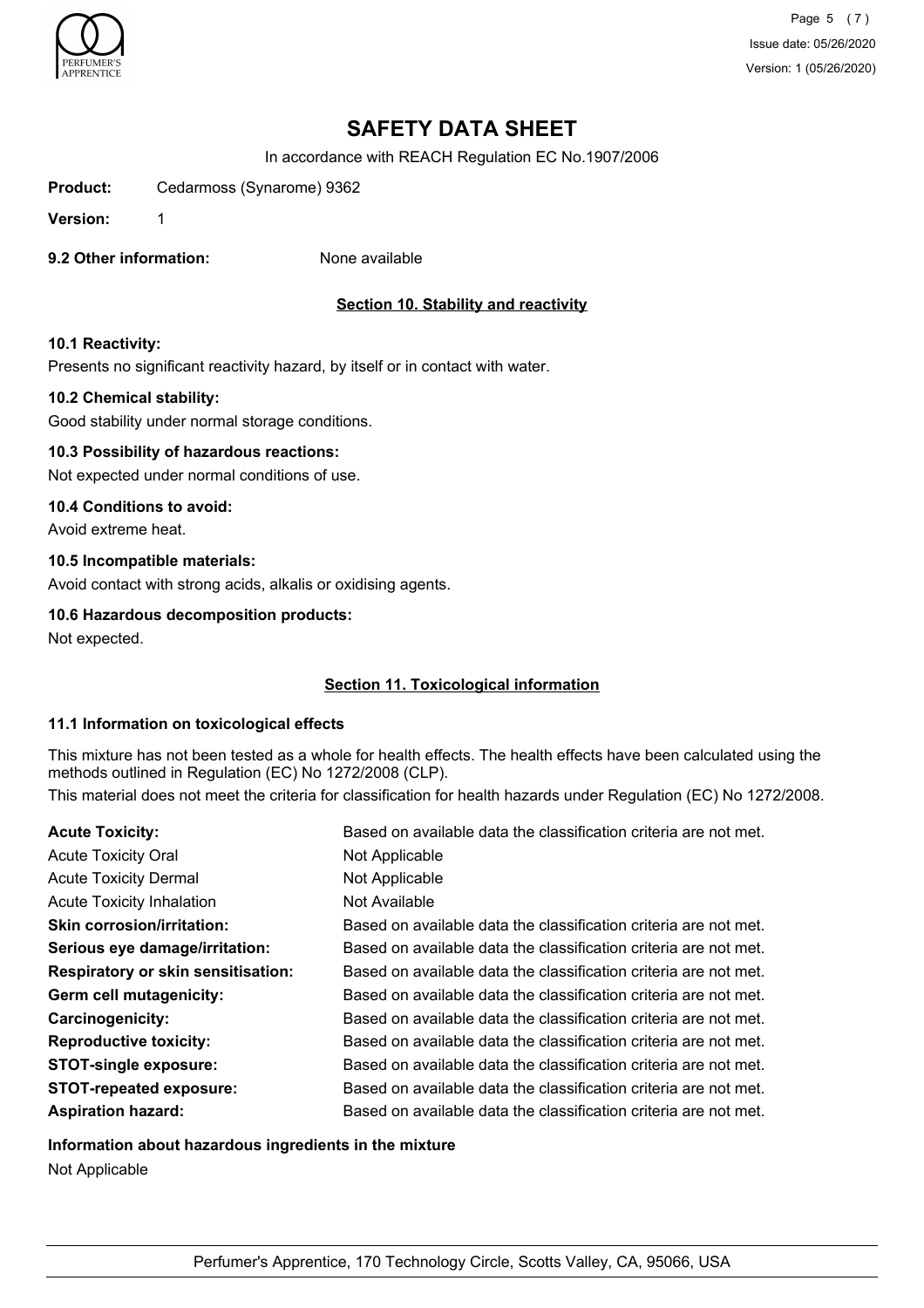# SAFETY DATA SHEET

In accordance with REACH Regulation EC No.1907/2006

**Product:** Cedarmoss (Synarome) 9362

**Version:** 1

**9.2 Other information:** None available

## Section 10. Stability and reactivity

### 10.1 Reactivity:

Presents no significant reactivity hazard, by itself or in contact with water.

### 10.2 Chemical stability:

Good stability under normal storage conditions.

### 10.3 Possibility of hazardous reactions:

Not expected under normal conditions of use.

### 10.4 Conditions to avoid:

Avoid extreme heat.

### 10.5 Incompatible materials:

Avoid contact with strong acids, alkalis or oxidising agents.

### 10.6 Hazardous decomposition products:

Not expected.

## Section 11. Toxicological information

### 11.1 Information on toxicological effects

This mixture has not been tested as a whole for health effects. The health effects have been calculated using the methods outlined in Regulation (EC) No 1272/2008 (CLP).

This material does not meet the criteria for classification for health hazards under Regulation (EC) No 1272/2008.

| | |
|---|---|
| **Acute Toxicity:** | Based on available data the classification criteria are not met. |
| Acute Toxicity Oral | Not Applicable |
| Acute Toxicity Dermal | Not Applicable |
| Acute Toxicity Inhalation | Not Available |
| **Skin corrosion/irritation:** | Based on available data the classification criteria are not met. |
| **Serious eye damage/irritation:** | Based on available data the classification criteria are not met. |
| **Respiratory or skin sensitisation:** | Based on available data the classification criteria are not met. |
| **Germ cell mutagenicity:** | Based on available data the classification criteria are not met. |
| **Carcinogenicity:** | Based on available data the classification criteria are not met. |
| **Reproductive toxicity:** | Based on available data the classification criteria are not met. |
| **STOT-single exposure:** | Based on available data the classification criteria are not met. |
| **STOT-repeated exposure:** | Based on available data the classification criteria are not met. |
| **Aspiration hazard:** | Based on available data the classification criteria are not met. |

### Information about hazardous ingredients in the mixture

Not Applicable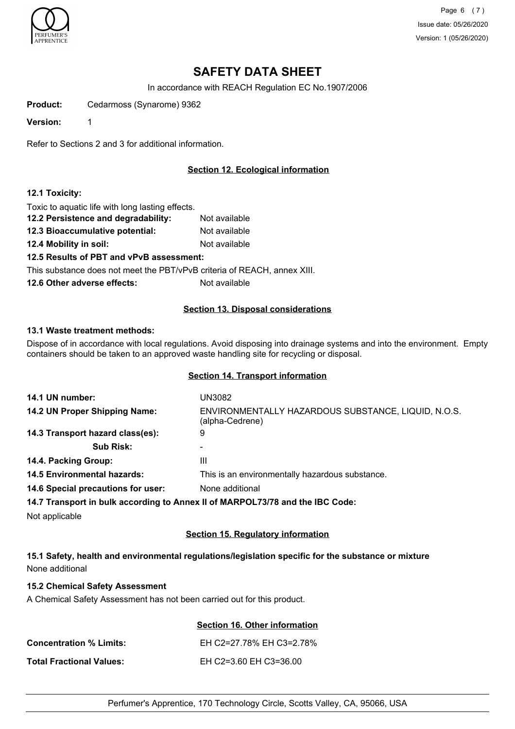# SAFETY DATA SHEET

In accordance with REACH Regulation EC No.1907/2006

**Product:** Cedarmoss (Synarome) 9362

**Version:** 1

Refer to Sections 2 and 3 for additional information.

## Section 12. Ecological information

**12.1 Toxicity:**

Toxic to aquatic life with long lasting effects.

**12.2 Persistence and degradability:** Not available

**12.3 Bioaccumulative potential:** Not available

**12.4 Mobility in soil:** Not available

**12.5 Results of PBT and vPvB assessment:**

This substance does not meet the PBT/vPvB criteria of REACH, annex XIII.

**12.6 Other adverse effects:** Not available

## Section 13. Disposal considerations

**13.1 Waste treatment methods:**

Dispose of in accordance with local regulations. Avoid disposing into drainage systems and into the environment. Empty containers should be taken to an approved waste handling site for recycling or disposal.

## Section 14. Transport information

**14.1 UN number:** UN3082

**14.2 UN Proper Shipping Name:** ENVIRONMENTALLY HAZARDOUS SUBSTANCE, LIQUID, N.O.S. (alpha-Cedrene)

**14.3 Transport hazard class(es):** 9

**Sub Risk:** -

**14.4. Packing Group:** III

**14.5 Environmental hazards:** This is an environmentally hazardous substance.

**14.6 Special precautions for user:** None additional

**14.7 Transport in bulk according to Annex II of MARPOL73/78 and the IBC Code:**

Not applicable

## Section 15. Regulatory information

**15.1 Safety, health and environmental regulations/legislation specific for the substance or mixture**

None additional

**15.2 Chemical Safety Assessment**

A Chemical Safety Assessment has not been carried out for this product.

## Section 16. Other information

**Concentration % Limits:** EH C2=27.78% EH C3=2.78%

**Total Fractional Values:** EH C2=3.60 EH C3=36.00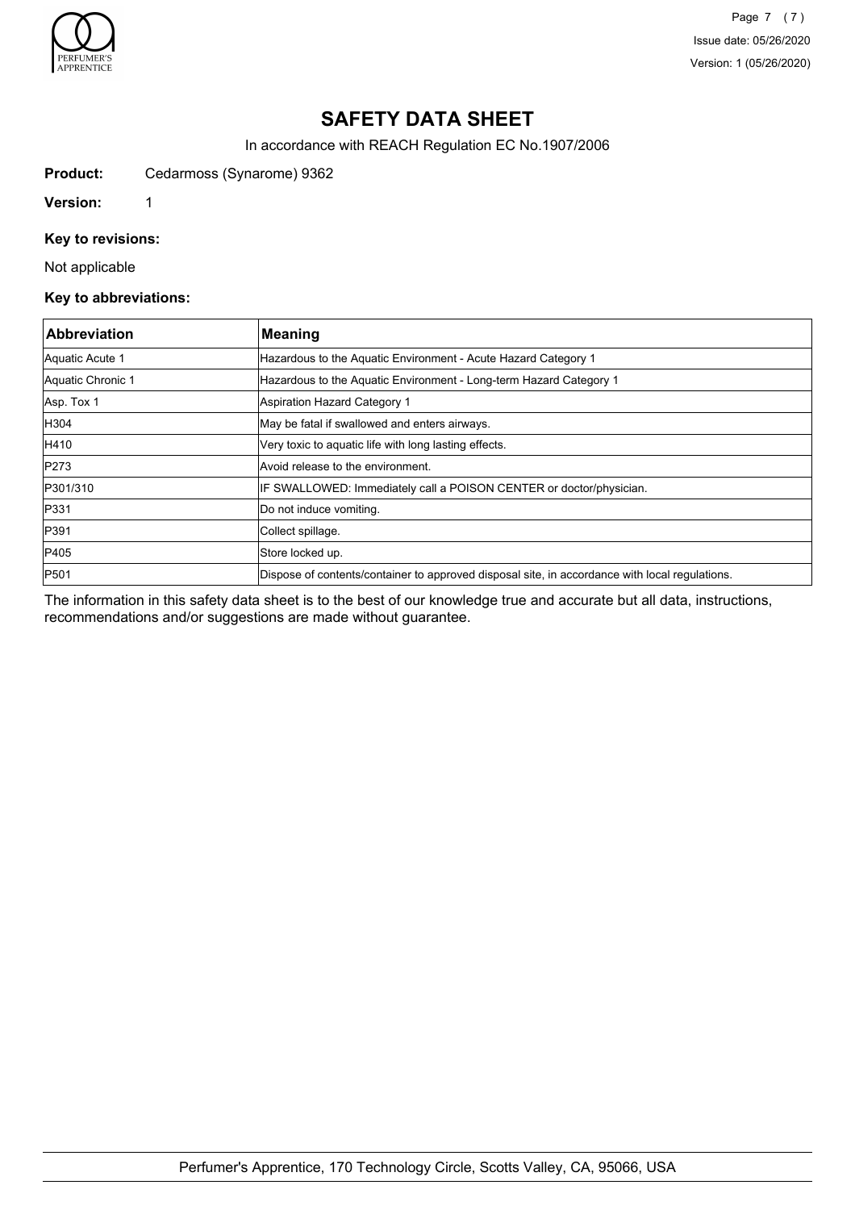# SAFETY DATA SHEET

In accordance with REACH Regulation EC No.1907/2006

**Product:** Cedarmoss (Synarome) 9362

**Version:** 1

**Key to revisions:**

Not applicable

**Key to abbreviations:**

| Abbreviation | Meaning |
|---|---|
| Aquatic Acute 1 | Hazardous to the Aquatic Environment - Acute Hazard Category 1 |
| Aquatic Chronic 1 | Hazardous to the Aquatic Environment - Long-term Hazard Category 1 |
| Asp. Tox 1 | Aspiration Hazard Category 1 |
| H304 | May be fatal if swallowed and enters airways. |
| H410 | Very toxic to aquatic life with long lasting effects. |
| P273 | Avoid release to the environment. |
| P301/310 | IF SWALLOWED: Immediately call a POISON CENTER or doctor/physician. |
| P331 | Do not induce vomiting. |
| P391 | Collect spillage. |
| P405 | Store locked up. |
| P501 | Dispose of contents/container to approved disposal site, in accordance with local regulations. |

The information in this safety data sheet is to the best of our knowledge true and accurate but all data, instructions, recommendations and/or suggestions are made without guarantee.